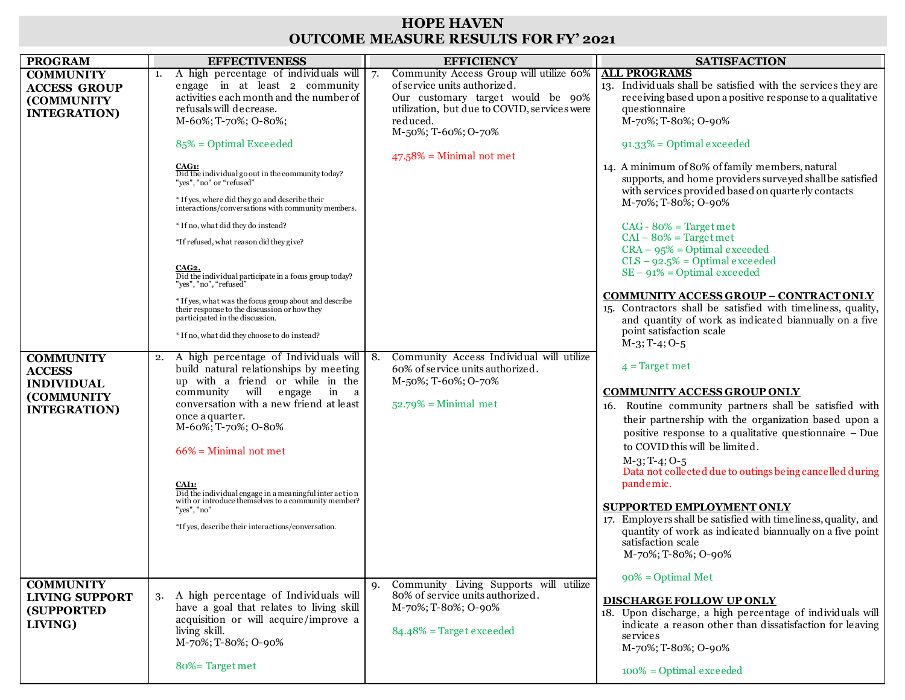# HOPE HAVEN
# OUTCOME MEASURE RESULTS FOR FY' 2021

| PROGRAM | EFFECTIVENESS | EFFICIENCY | SATISFACTION |
|---|---|---|---|
| **COMMUNITY ACCESS GROUP (COMMUNITY INTEGRATION)** | 1. A high percentage of individuals will engage in at least 2 community activities each month and the number of refusals will decrease.<br>M-60%; T-70%; O-80%;<br><br>85% = Optimal Exceeded<br><br>**CAG1:**<br>Did the individual go out in the community today? "yes", "no" or "refused"<br><br>* If yes, where did they go and describe their interactions/conversations with community members.<br><br>* If no, what did they do instead?<br><br>*If refused, what reason did they give?<br><br>**CAG2.**<br>Did the individual participate in a focus group today? "yes", "no", "refused"<br><br>* If yes, what was the focus group about and describe their response to the discussion or how they participated in the discussion.<br><br>* If no, what did they choose to do instead? | 7. Community Access Group will utilize 60% of service units authorized.<br>Our customary target would be 90% utilization, but due to COVID, services were reduced.<br>M-50%; T-60%; O-70%<br><br>47.58% = Minimal not met | **ALL PROGRAMS**<br>13. Individuals shall be satisfied with the services they are receiving based upon a positive response to a qualitative questionnaire<br>M-70%; T-80%; O-90%<br><br>91.33% = Optimal exceeded<br><br>14. A minimum of 80% of family members, natural supports, and home providers surveyed shall be satisfied with services provided based on quarterly contacts<br>M-70%; T-80%; O-90%<br><br>CAG - 80% = Target met<br>CAI – 80% = Target met<br>CRA – 95% = Optimal exceeded<br>CLS – 92.5% = Optimal exceeded<br>SE – 91% = Optimal exceeded<br><br>**COMMUNITY ACCESS GROUP – CONTRACT ONLY**<br>15. Contractors shall be satisfied with timeliness, quality, and quantity of work as indicated biannually on a five point satisfaction scale<br>M-3; T-4; O-5<br><br>4 = Target met |
| **COMMUNITY ACCESS INDIVIDUAL (COMMUNITY INTEGRATION)** | 2. A high percentage of Individuals will build natural relationships by meeting up with a friend or while in the community will engage in a conversation with a new friend at least once a quarter.<br>M-60%; T-70%; O-80%<br><br>66% = Minimal not met<br><br>**CAI1:**<br>Did the individual engage in a meaningful interaction with or introduce themselves to a community member? "yes", "no"<br><br>*If yes, describe their interactions/conversation. | 8. Community Access Individual will utilize 60% of service units authorized.<br>M-50%; T-60%; O-70%<br><br>52.79% = Minimal met | **COMMUNITY ACCESS GROUP ONLY**<br>16. Routine community partners shall be satisfied with their partnership with the organization based upon a positive response to a qualitative questionnaire – Due to COVID this will be limited.<br>M-3; T-4; O-5<br>Data not collected due to outings being cancelled during pandemic.<br><br>**SUPPORTED EMPLOYMENT ONLY**<br>17. Employers shall be satisfied with timeliness, quality, and quantity of work as indicated biannually on a five point satisfaction scale<br>M-70%; T-80%; O-90%<br><br>90% = Optimal Met |
| **COMMUNITY LIVING SUPPORT (SUPPORTED LIVING)** | 3. A high percentage of Individuals will have a goal that relates to living skill acquisition or will acquire/improve a living skill.<br>M-70%; T-80%; O-90%<br><br>80%= Target met | 9. Community Living Supports will utilize 80% of service units authorized.<br>M-70%; T-80%; O-90%<br><br>84.48% = Target exceeded | **DISCHARGE FOLLOW UP ONLY**<br>18. Upon discharge, a high percentage of individuals will indicate a reason other than dissatisfaction for leaving services<br>M-70%; T-80%; O-90%<br><br>100% = Optimal exceeded |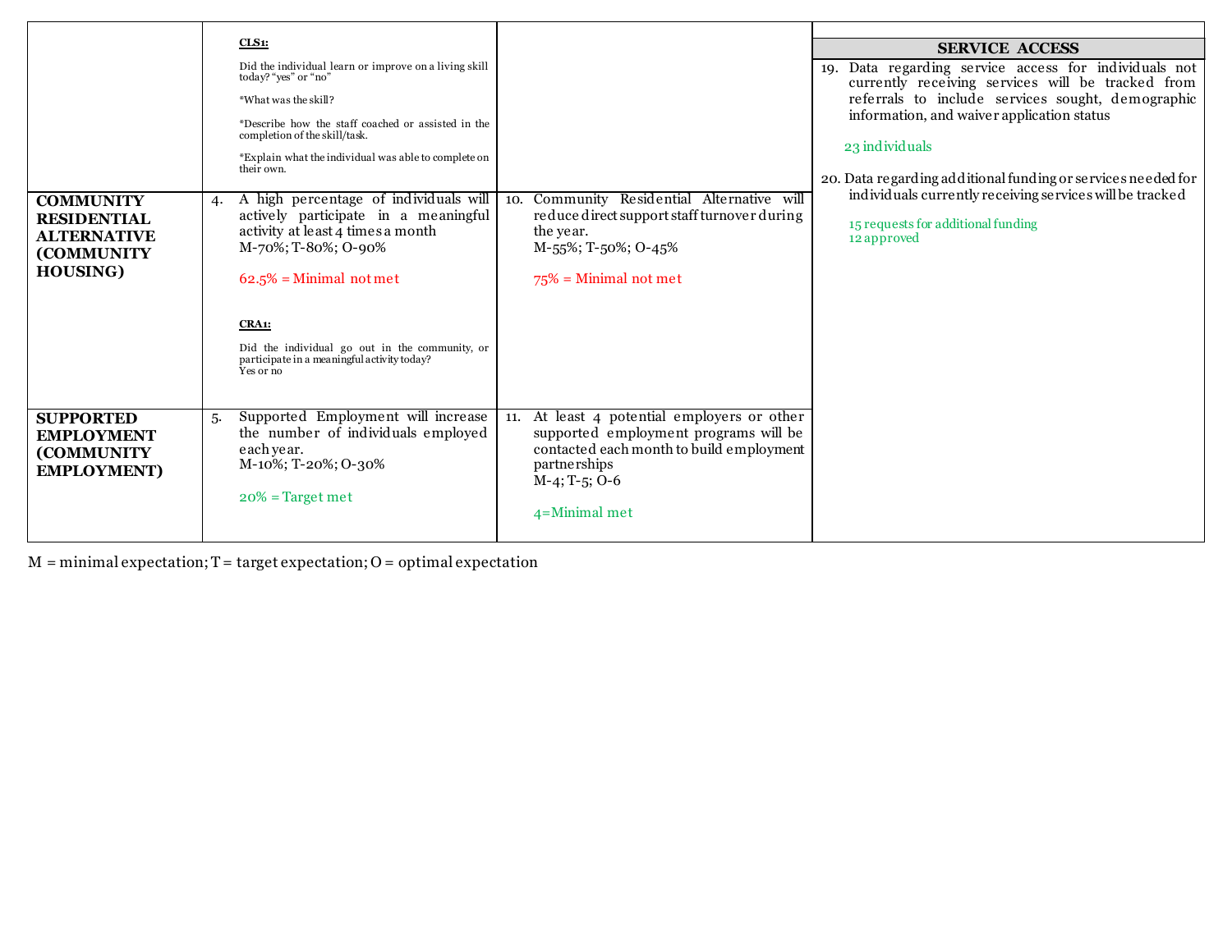| | | | |
|---|---|---|---|
| | **CLS1:**<br><br>Did the individual learn or improve on a living skill today? "yes" or "no"<br><br>*What was the skill?<br><br>*Describe how the staff coached or assisted in the completion of the skill/task.<br><br>*Explain what the individual was able to complete on their own. | | **SERVICE ACCESS**<br><br>19. Data regarding service access for individuals not currently receiving services will be tracked from referrals to include services sought, demographic information, and waiver application status<br><br>23 individuals<br><br>20. Data regarding additional funding or services needed for individuals currently receiving services will be tracked<br><br>15 requests for additional funding<br>12 approved |
| **COMMUNITY RESIDENTIAL ALTERNATIVE (COMMUNITY HOUSING)** | 4. A high percentage of individuals will actively participate in a meaningful activity at least 4 times a month<br>M-70%; T-80%; O-90%<br><br>62.5% = Minimal not met<br><br>**CRA1:**<br><br>Did the individual go out in the community, or participate in a meaningful activity today?<br>Yes or no | 10. Community Residential Alternative will reduce direct support staff turnover during the year.<br>M-55%; T-50%; O-45%<br><br>75% = Minimal not met | |
| **SUPPORTED EMPLOYMENT (COMMUNITY EMPLOYMENT)** | 5. Supported Employment will increase the number of individuals employed each year.<br>M-10%; T-20%; O-30%<br><br>20% = Target met | 11. At least 4 potential employers or other supported employment programs will be contacted each month to build employment partnerships<br>M-4; T-5; O-6<br><br>4=Minimal met | |

M = minimal expectation; T = target expectation; O = optimal expectation